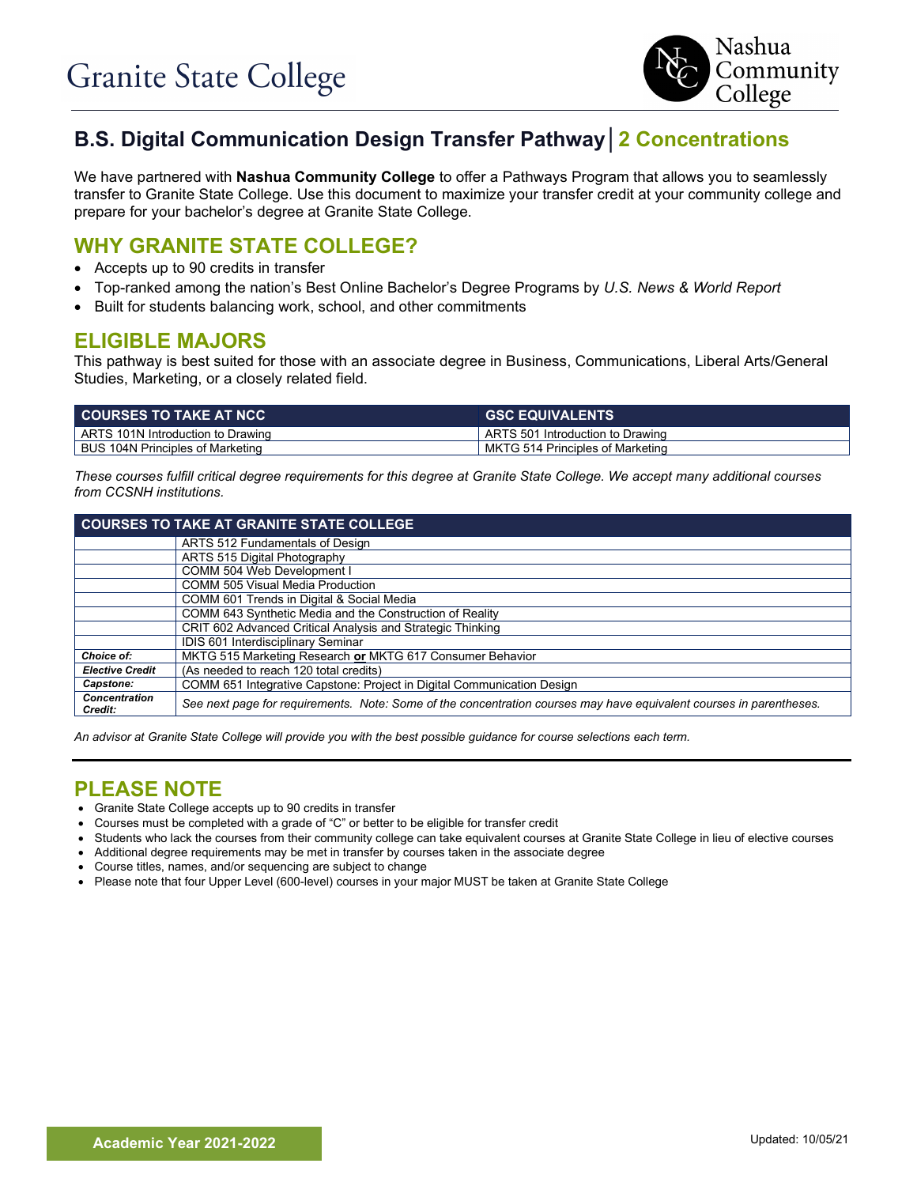Granite State College

Nashua Community College

## B.S. Digital Communication Design Transfer Pathway | 2 Concentrations

We have partnered with **Nashua Community College** to offer a Pathways Program that allows you to seamlessly transfer to Granite State College. Use this document to maximize your transfer credit at your community college and prepare for your bachelor's degree at Granite State College.

## WHY GRANITE STATE COLLEGE?

- Accepts up to 90 credits in transfer
- Top-ranked among the nation's Best Online Bachelor's Degree Programs by *U.S. News & World Report*
- Built for students balancing work, school, and other commitments

## ELIGIBLE MAJORS

This pathway is best suited for those with an associate degree in Business, Communications, Liberal Arts/General Studies, Marketing, or a closely related field.

| COURSES TO TAKE AT NCC | GSC EQUIVALENTS |
|---|---|
| ARTS 101N Introduction to Drawing | ARTS 501 Introduction to Drawing |
| BUS 104N Principles of Marketing | MKTG 514 Principles of Marketing |

*These courses fulfill critical degree requirements for this degree at Granite State College. We accept many additional courses from CCSNH institutions.*

| COURSES TO TAKE AT GRANITE STATE COLLEGE | |
|---|---|
| | ARTS 512 Fundamentals of Design |
| | ARTS 515 Digital Photography |
| | COMM 504 Web Development I |
| | COMM 505 Visual Media Production |
| | COMM 601 Trends in Digital & Social Media |
| | COMM 643 Synthetic Media and the Construction of Reality |
| | CRIT 602 Advanced Critical Analysis and Strategic Thinking |
| | IDIS 601 Interdisciplinary Seminar |
| ***Choice of:*** | MKTG 515 Marketing Research **or** MKTG 617 Consumer Behavior |
| ***Elective Credit*** | (As needed to reach 120 total credits) |
| ***Capstone:*** | COMM 651 Integrative Capstone: Project in Digital Communication Design |
| ***Concentration Credit:*** | *See next page for requirements. Note: Some of the concentration courses may have equivalent courses in parentheses.* |

*An advisor at Granite State College will provide you with the best possible guidance for course selections each term.*

## PLEASE NOTE

- Granite State College accepts up to 90 credits in transfer
- Courses must be completed with a grade of "C" or better to be eligible for transfer credit
- Students who lack the courses from their community college can take equivalent courses at Granite State College in lieu of elective courses
- Additional degree requirements may be met in transfer by courses taken in the associate degree
- Course titles, names, and/or sequencing are subject to change
- Please note that four Upper Level (600-level) courses in your major MUST be taken at Granite State College

**Academic Year 2021-2022**

Updated: 10/05/21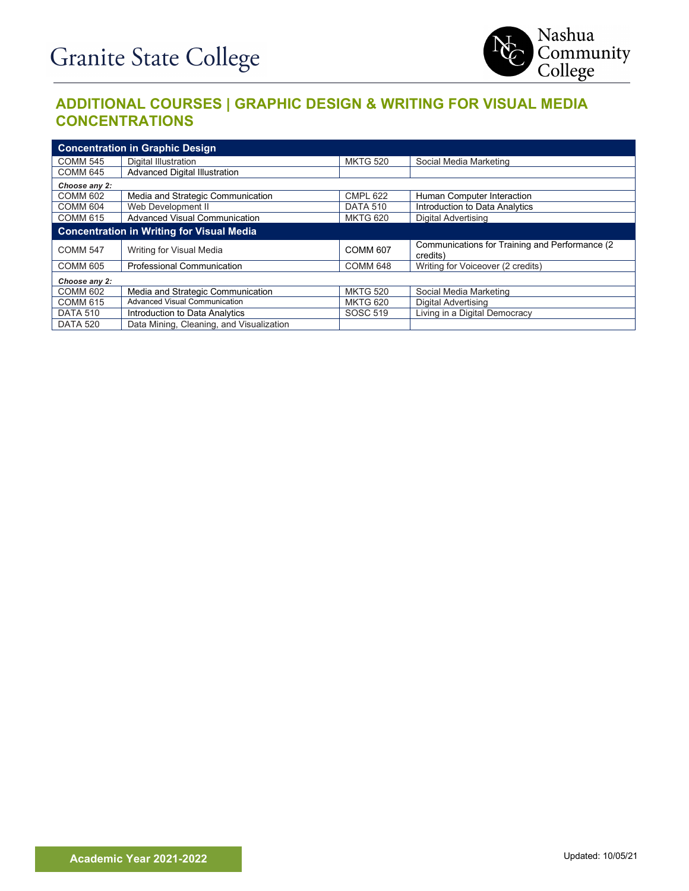## ADDITIONAL COURSES | GRAPHIC DESIGN & WRITING FOR VISUAL MEDIA CONCENTRATIONS

| | | | |
|---|---|---|---|
| **Concentration in Graphic Design** | | | |
| COMM 545 | Digital Illustration | MKTG 520 | Social Media Marketing |
| COMM 645 | Advanced Digital Illustration | | |
| ***Choose any 2:*** | | | |
| COMM 602 | Media and Strategic Communication | CMPL 622 | Human Computer Interaction |
| COMM 604 | Web Development II | DATA 510 | Introduction to Data Analytics |
| COMM 615 | Advanced Visual Communication | MKTG 620 | Digital Advertising |
| **Concentration in Writing for Visual Media** | | | |
| COMM 547 | Writing for Visual Media | COMM 607 | Communications for Training and Performance (2 credits) |
| COMM 605 | Professional Communication | COMM 648 | Writing for Voiceover (2 credits) |
| ***Choose any 2:*** | | | |
| COMM 602 | Media and Strategic Communication | MKTG 520 | Social Media Marketing |
| COMM 615 | Advanced Visual Communication | MKTG 620 | Digital Advertising |
| DATA 510 | Introduction to Data Analytics | SOSC 519 | Living in a Digital Democracy |
| DATA 520 | Data Mining, Cleaning, and Visualization | | |

Academic Year 2021-2022

Updated: 10/05/21